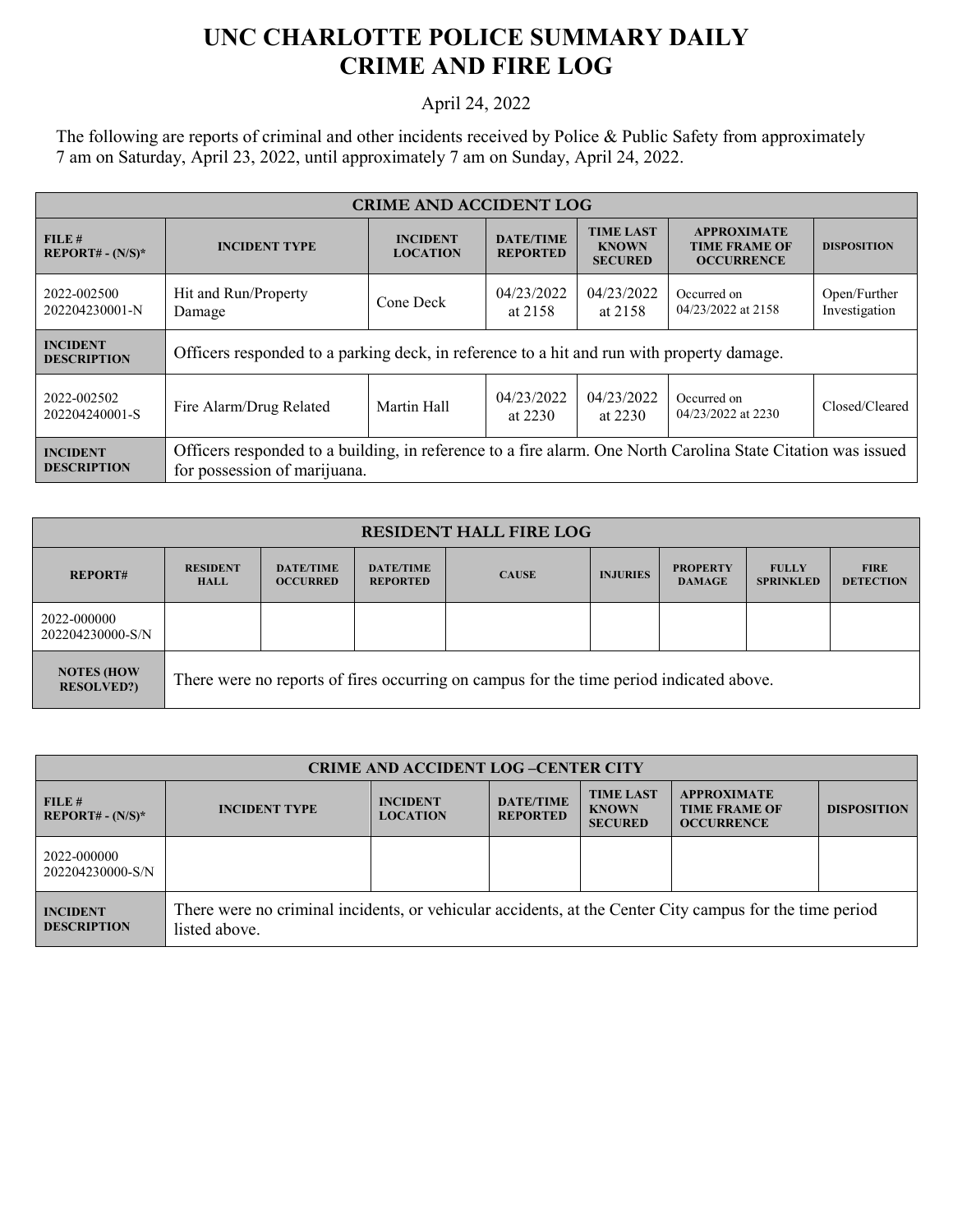# UNC CHARLOTTE POLICE SUMMARY DAILY CRIME AND FIRE LOG

April 24, 2022

The following are reports of criminal and other incidents received by Police & Public Safety from approximately 7 am on Saturday, April 23, 2022, until approximately 7 am on Sunday, April 24, 2022.

| CRIME AND ACCIDENT LOG | | | | | | |
|---|---|---|---|---|---|---|
| **FILE # REPORT# - (N/S)*** | **INCIDENT TYPE** | **INCIDENT LOCATION** | **DATE/TIME REPORTED** | **TIME LAST KNOWN SECURED** | **APPROXIMATE TIME FRAME OF OCCURRENCE** | **DISPOSITION** |
| 2022-002500 202204230001-N | Hit and Run/Property Damage | Cone Deck | 04/23/2022 at 2158 | 04/23/2022 at 2158 | Occurred on 04/23/2022 at 2158 | Open/Further Investigation |
| **INCIDENT DESCRIPTION** | Officers responded to a parking deck, in reference to a hit and run with property damage. | | | | | |
| 2022-002502 202204240001-S | Fire Alarm/Drug Related | Martin Hall | 04/23/2022 at 2230 | 04/23/2022 at 2230 | Occurred on 04/23/2022 at 2230 | Closed/Cleared |
| **INCIDENT DESCRIPTION** | Officers responded to a building, in reference to a fire alarm. One North Carolina State Citation was issued for possession of marijuana. | | | | | |

| RESIDENT HALL FIRE LOG | | | | | | | | |
|---|---|---|---|---|---|---|---|---|
| **REPORT#** | **RESIDENT HALL** | **DATE/TIME OCCURRED** | **DATE/TIME REPORTED** | **CAUSE** | **INJURIES** | **PROPERTY DAMAGE** | **FULLY SPRINKLED** | **FIRE DETECTION** |
| 2022-000000 202204230000-S/N | | | | | | | | |
| **NOTES (HOW RESOLVED?)** | There were no reports of fires occurring on campus for the time period indicated above. | | | | | | | |

| CRIME AND ACCIDENT LOG –CENTER CITY | | | | | | |
|---|---|---|---|---|---|---|
| **FILE # REPORT# - (N/S)*** | **INCIDENT TYPE** | **INCIDENT LOCATION** | **DATE/TIME REPORTED** | **TIME LAST KNOWN SECURED** | **APPROXIMATE TIME FRAME OF OCCURRENCE** | **DISPOSITION** |
| 2022-000000 202204230000-S/N | | | | | | |
| **INCIDENT DESCRIPTION** | There were no criminal incidents, or vehicular accidents, at the Center City campus for the time period listed above. | | | | | |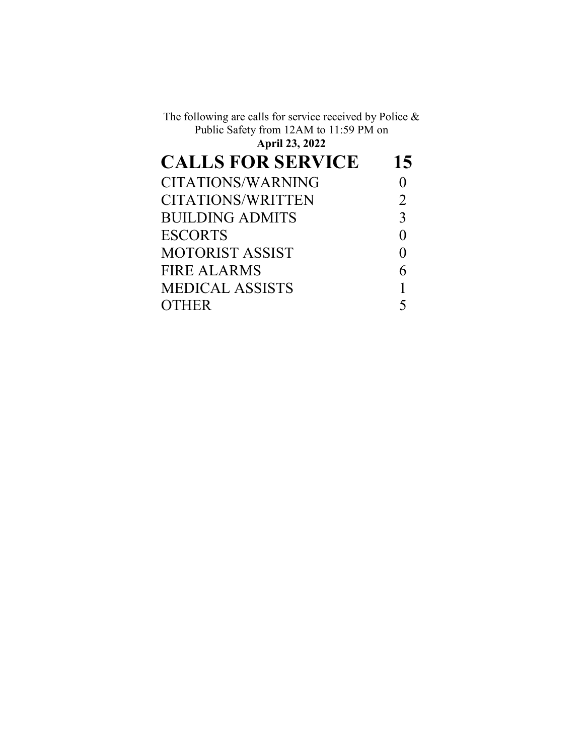The following are calls for service received by Police & Public Safety from 12AM to 11:59 PM on

**April 23, 2022**

| | |
|---|---|
| **CALLS FOR SERVICE** | **15** |
| CITATIONS/WARNING | 0 |
| CITATIONS/WRITTEN | 2 |
| BUILDING ADMITS | 3 |
| ESCORTS | 0 |
| MOTORIST ASSIST | 0 |
| FIRE ALARMS | 6 |
| MEDICAL ASSISTS | 1 |
| OTHER | 5 |